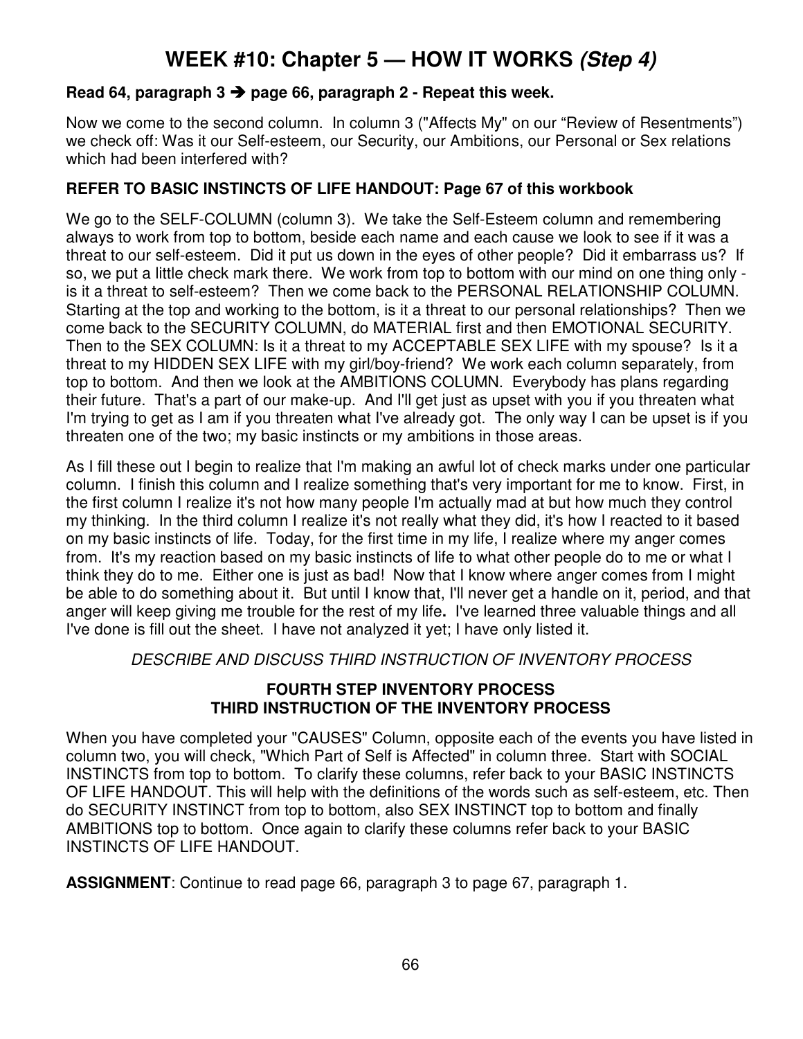# WEEK #10: Chapter 5 — HOW IT WORKS *(Step 4)*

**Read 64, paragraph 3 ➔ page 66, paragraph 2 - Repeat this week.**

Now we come to the second column. In column 3 ("Affects My" on our "Review of Resentments") we check off: Was it our Self-esteem, our Security, our Ambitions, our Personal or Sex relations which had been interfered with?

**REFER TO BASIC INSTINCTS OF LIFE HANDOUT: Page 67 of this workbook**

We go to the SELF-COLUMN (column 3). We take the Self-Esteem column and remembering always to work from top to bottom, beside each name and each cause we look to see if it was a threat to our self-esteem. Did it put us down in the eyes of other people? Did it embarrass us? If so, we put a little check mark there. We work from top to bottom with our mind on one thing only - is it a threat to self-esteem? Then we come back to the PERSONAL RELATIONSHIP COLUMN. Starting at the top and working to the bottom, is it a threat to our personal relationships? Then we come back to the SECURITY COLUMN, do MATERIAL first and then EMOTIONAL SECURITY. Then to the SEX COLUMN: Is it a threat to my ACCEPTABLE SEX LIFE with my spouse? Is it a threat to my HIDDEN SEX LIFE with my girl/boy-friend? We work each column separately, from top to bottom. And then we look at the AMBITIONS COLUMN. Everybody has plans regarding their future. That's a part of our make-up. And I'll get just as upset with you if you threaten what I'm trying to get as I am if you threaten what I've already got. The only way I can be upset is if you threaten one of the two; my basic instincts or my ambitions in those areas.

As I fill these out I begin to realize that I'm making an awful lot of check marks under one particular column. I finish this column and I realize something that's very important for me to know. First, in the first column I realize it's not how many people I'm actually mad at but how much they control my thinking. In the third column I realize it's not really what they did, it's how I reacted to it based on my basic instincts of life. Today, for the first time in my life, I realize where my anger comes from. It's my reaction based on my basic instincts of life to what other people do to me or what I think they do to me. Either one is just as bad! Now that I know where anger comes from I might be able to do something about it. But until I know that, I'll never get a handle on it, period, and that anger will keep giving me trouble for the rest of my life**.** I've learned three valuable things and all I've done is fill out the sheet. I have not analyzed it yet; I have only listed it.

*DESCRIBE AND DISCUSS THIRD INSTRUCTION OF INVENTORY PROCESS*

**FOURTH STEP INVENTORY PROCESS**
**THIRD INSTRUCTION OF THE INVENTORY PROCESS**

When you have completed your "CAUSES" Column, opposite each of the events you have listed in column two, you will check, "Which Part of Self is Affected" in column three. Start with SOCIAL INSTINCTS from top to bottom. To clarify these columns, refer back to your BASIC INSTINCTS OF LIFE HANDOUT. This will help with the definitions of the words such as self-esteem, etc. Then do SECURITY INSTINCT from top to bottom, also SEX INSTINCT top to bottom and finally AMBITIONS top to bottom. Once again to clarify these columns refer back to your BASIC INSTINCTS OF LIFE HANDOUT.

**ASSIGNMENT**: Continue to read page 66, paragraph 3 to page 67, paragraph 1.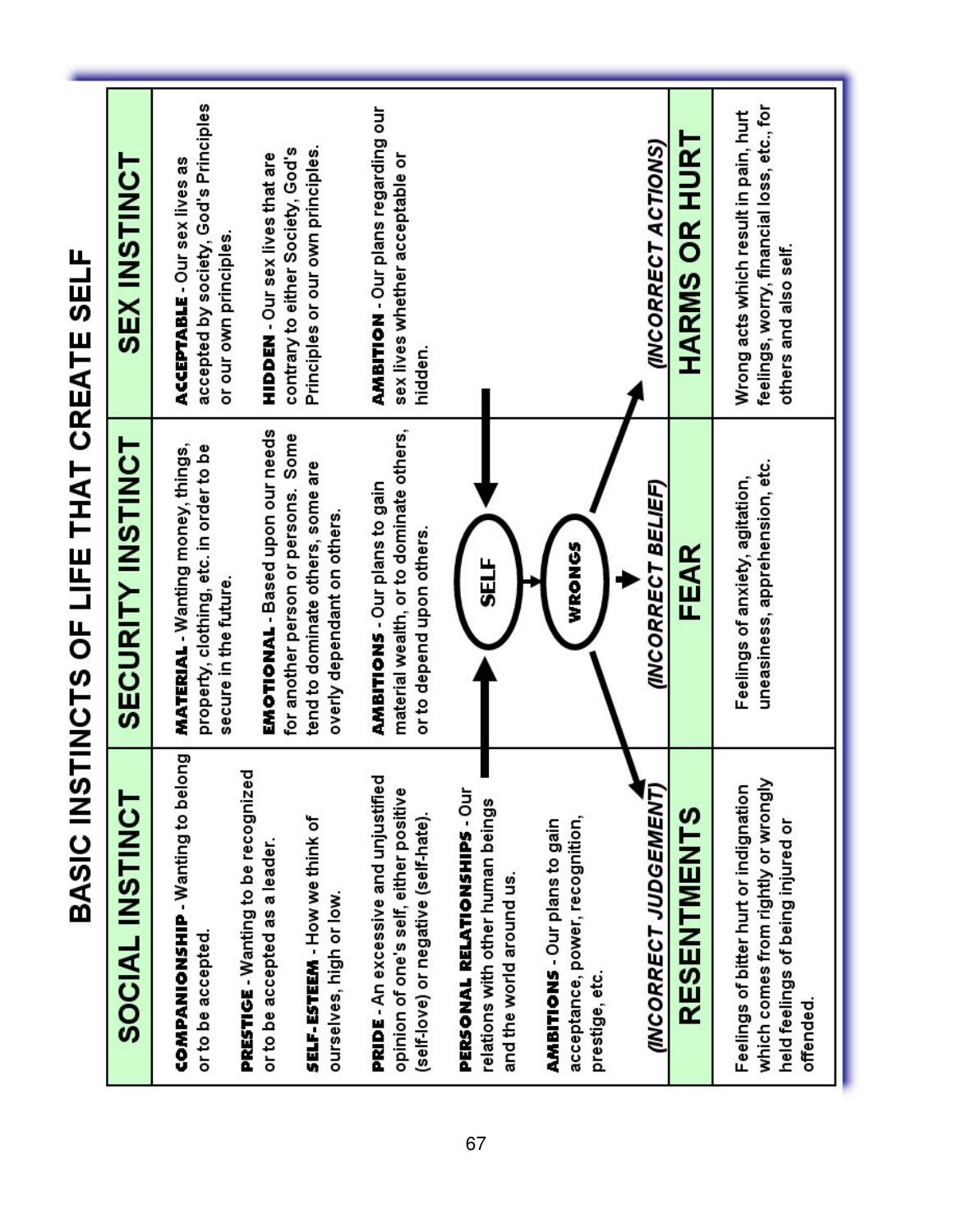# BASIC INSTINCTS OF LIFE THAT CREATE SELF

| SOCIAL INSTINCT | SECURITY INSTINCT | SEX INSTINCT |
|---|---|---|
| **COMPANIONSHIP** - Wanting to belong or to be accepted.<br><br>**PRESTIGE** - Wanting to be recognized or to be accepted as a leader.<br><br>**SELF-ESTEEM** - How we think of ourselves, high or low.<br><br>**PRIDE** - An excessive and unjustified opinion of one's self, either positive (self-love) or negative (self-hate).<br><br>**PERSONAL RELATIONSHIPS** - Our relations with other human beings and the world around us.<br><br>**AMBITIONS** - Our plans to gain acceptance, power, recognition, prestige, etc. | **MATERIAL** - Wanting money, things, property, clothing, etc. in order to be secure in the future.<br><br>**EMOTIONAL** - Based upon our needs for another person or persons. Some tend to dominate others, some are overly dependant on others.<br><br>**AMBITIONS** - Our plans to gain material wealth, or to dominate others, or to depend upon others. | **ACCEPTABLE** - Our sex lives as accepted by society, God's Principles or our own principles.<br><br>**HIDDEN** - Our sex lives that are contrary to either Society, God's Principles or our own principles.<br><br>**AMBITION** - Our plans regarding our sex lives whether acceptable or hidden. |
| SELF → WRONGS | | |
| *(INCORRECT JUDGEMENT)* | *(INCORRECT BELIEF)* | *(INCORRECT ACTIONS)* |
| **RESENTMENTS** | **FEAR** | **HARMS OR HURT** |
| Feelings of bitter hurt or indignation which comes from rightly or wrongly held feelings of being injured or offended. | Feelings of anxiety, agitation, uneasiness, apprehension, etc. | Wrong acts which result in pain, hurt feelings, worry, financial loss, etc., for others and also self. |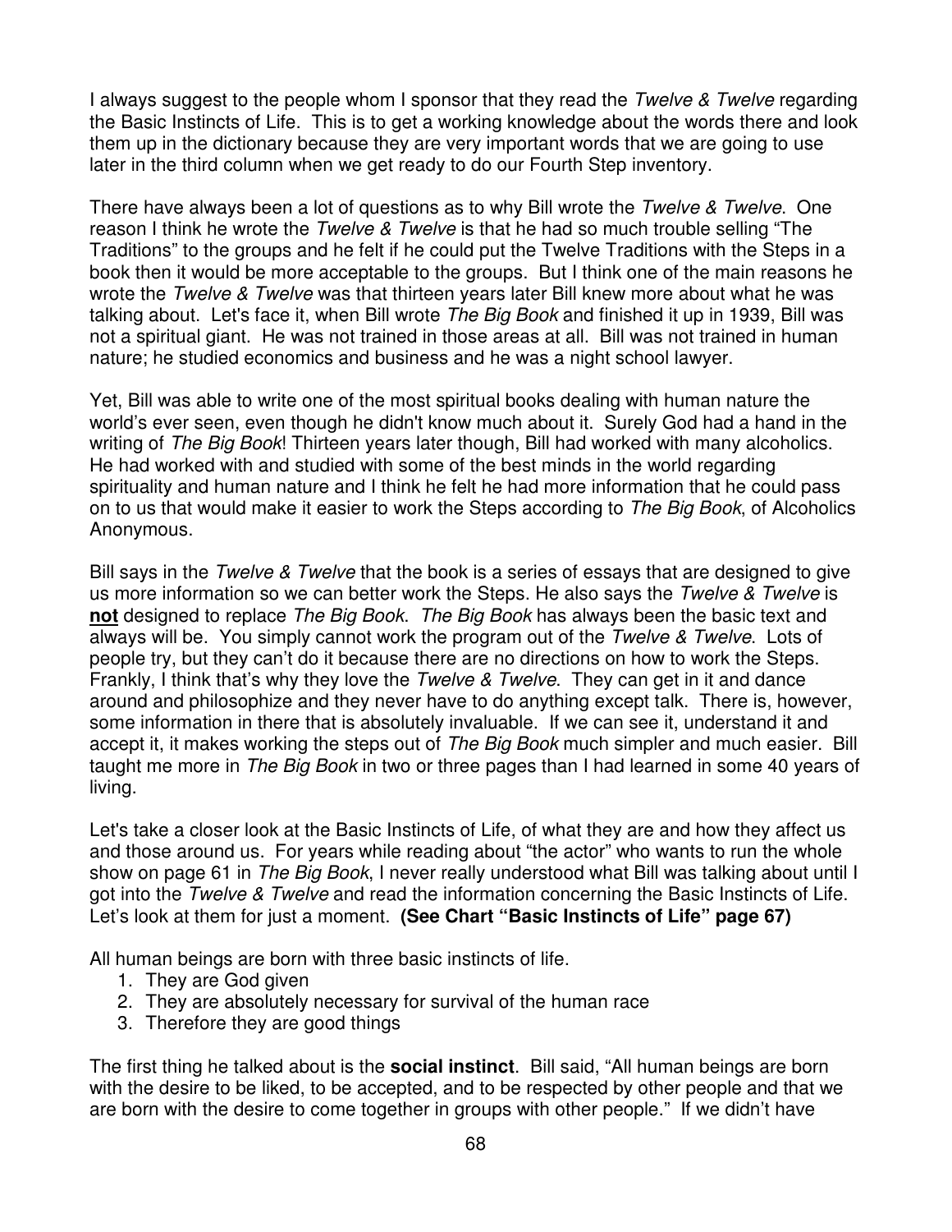I always suggest to the people whom I sponsor that they read the *Twelve & Twelve* regarding the Basic Instincts of Life. This is to get a working knowledge about the words there and look them up in the dictionary because they are very important words that we are going to use later in the third column when we get ready to do our Fourth Step inventory.

There have always been a lot of questions as to why Bill wrote the *Twelve & Twelve*. One reason I think he wrote the *Twelve & Twelve* is that he had so much trouble selling "The Traditions" to the groups and he felt if he could put the Twelve Traditions with the Steps in a book then it would be more acceptable to the groups. But I think one of the main reasons he wrote the *Twelve & Twelve* was that thirteen years later Bill knew more about what he was talking about. Let's face it, when Bill wrote *The Big Book* and finished it up in 1939, Bill was not a spiritual giant. He was not trained in those areas at all. Bill was not trained in human nature; he studied economics and business and he was a night school lawyer.

Yet, Bill was able to write one of the most spiritual books dealing with human nature the world's ever seen, even though he didn't know much about it. Surely God had a hand in the writing of *The Big Book*! Thirteen years later though, Bill had worked with many alcoholics. He had worked with and studied with some of the best minds in the world regarding spirituality and human nature and I think he felt he had more information that he could pass on to us that would make it easier to work the Steps according to *The Big Book*, of Alcoholics Anonymous.

Bill says in the *Twelve & Twelve* that the book is a series of essays that are designed to give us more information so we can better work the Steps. He also says the *Twelve & Twelve* is **<u>not</u>** designed to replace *The Big Book*. *The Big Book* has always been the basic text and always will be. You simply cannot work the program out of the *Twelve & Twelve*. Lots of people try, but they can't do it because there are no directions on how to work the Steps. Frankly, I think that's why they love the *Twelve & Twelve*. They can get in it and dance around and philosophize and they never have to do anything except talk. There is, however, some information in there that is absolutely invaluable. If we can see it, understand it and accept it, it makes working the steps out of *The Big Book* much simpler and much easier. Bill taught me more in *The Big Book* in two or three pages than I had learned in some 40 years of living.

Let's take a closer look at the Basic Instincts of Life, of what they are and how they affect us and those around us. For years while reading about "the actor" who wants to run the whole show on page 61 in *The Big Book*, I never really understood what Bill was talking about until I got into the *Twelve & Twelve* and read the information concerning the Basic Instincts of Life. Let's look at them for just a moment. **(See Chart "Basic Instincts of Life" page 67)**

All human beings are born with three basic instincts of life.

1. They are God given
2. They are absolutely necessary for survival of the human race
3. Therefore they are good things

The first thing he talked about is the **social instinct**. Bill said, "All human beings are born with the desire to be liked, to be accepted, and to be respected by other people and that we are born with the desire to come together in groups with other people." If we didn't have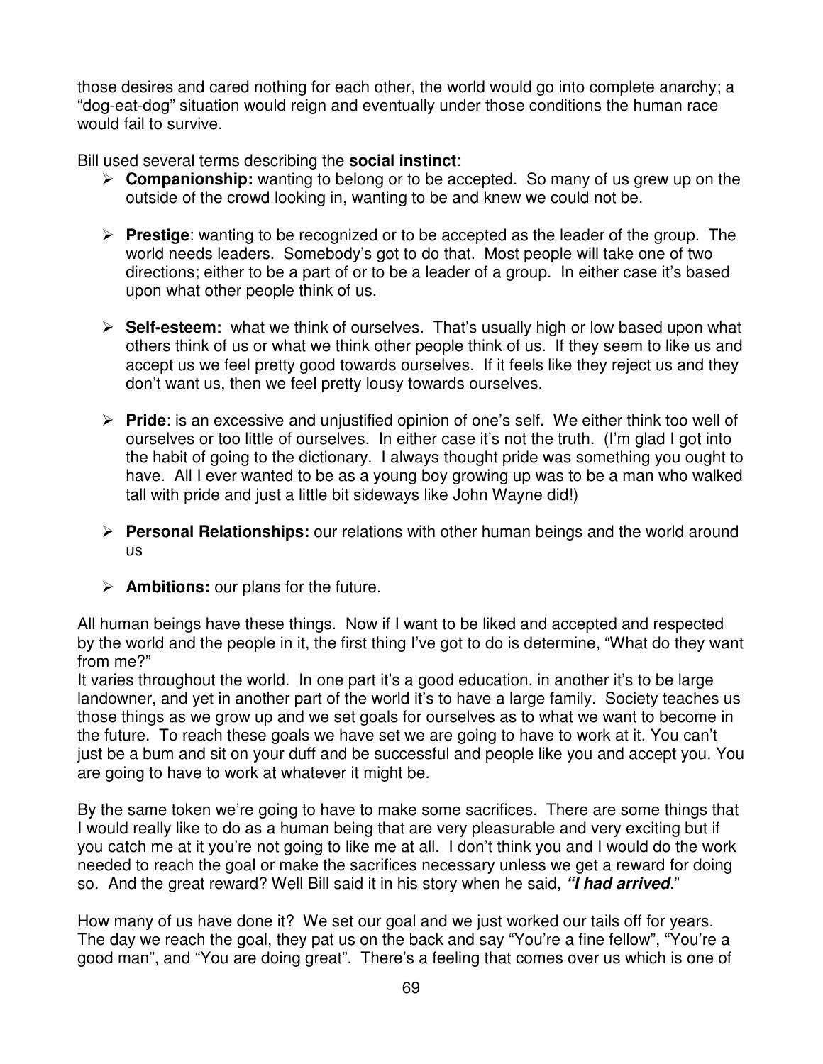those desires and cared nothing for each other, the world would go into complete anarchy; a "dog-eat-dog" situation would reign and eventually under those conditions the human race would fail to survive.

Bill used several terms describing the **social instinct**:

- **Companionship:** wanting to belong or to be accepted. So many of us grew up on the outside of the crowd looking in, wanting to be and knew we could not be.

- **Prestige**: wanting to be recognized or to be accepted as the leader of the group. The world needs leaders. Somebody's got to do that. Most people will take one of two directions; either to be a part of or to be a leader of a group. In either case it's based upon what other people think of us.

- **Self-esteem:** what we think of ourselves. That's usually high or low based upon what others think of us or what we think other people think of us. If they seem to like us and accept us we feel pretty good towards ourselves. If it feels like they reject us and they don't want us, then we feel pretty lousy towards ourselves.

- **Pride**: is an excessive and unjustified opinion of one's self. We either think too well of ourselves or too little of ourselves. In either case it's not the truth. (I'm glad I got into the habit of going to the dictionary. I always thought pride was something you ought to have. All I ever wanted to be as a young boy growing up was to be a man who walked tall with pride and just a little bit sideways like John Wayne did!)

- **Personal Relationships:** our relations with other human beings and the world around us

- **Ambitions:** our plans for the future.

All human beings have these things. Now if I want to be liked and accepted and respected by the world and the people in it, the first thing I've got to do is determine, "What do they want from me?"
It varies throughout the world. In one part it's a good education, in another it's to be large landowner, and yet in another part of the world it's to have a large family. Society teaches us those things as we grow up and we set goals for ourselves as to what we want to become in the future. To reach these goals we have set we are going to have to work at it. You can't just be a bum and sit on your duff and be successful and people like you and accept you. You are going to have to work at whatever it might be.

By the same token we're going to have to make some sacrifices. There are some things that I would really like to do as a human being that are very pleasurable and very exciting but if you catch me at it you're not going to like me at all. I don't think you and I would do the work needed to reach the goal or make the sacrifices necessary unless we get a reward for doing so. And the great reward? Well Bill said it in his story when he said, ***"I had arrived***."

How many of us have done it? We set our goal and we just worked our tails off for years. The day we reach the goal, they pat us on the back and say "You're a fine fellow", "You're a good man", and "You are doing great". There's a feeling that comes over us which is one of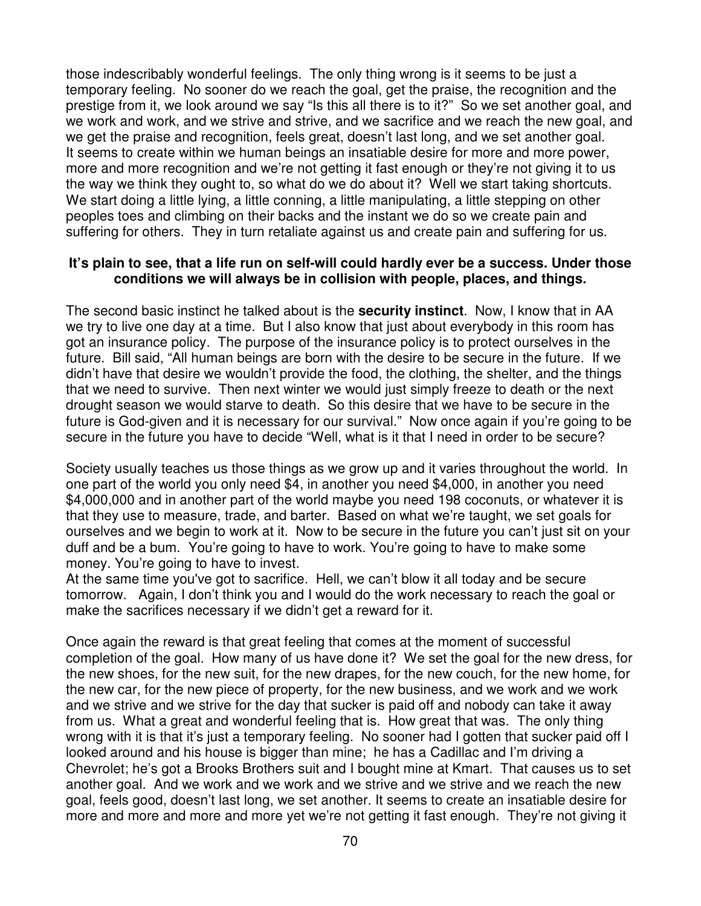those indescribably wonderful feelings. The only thing wrong is it seems to be just a temporary feeling. No sooner do we reach the goal, get the praise, the recognition and the prestige from it, we look around we say "Is this all there is to it?" So we set another goal, and we work and work, and we strive and strive, and we sacrifice and we reach the new goal, and we get the praise and recognition, feels great, doesn't last long, and we set another goal. It seems to create within we human beings an insatiable desire for more and more power, more and more recognition and we're not getting it fast enough or they're not giving it to us the way we think they ought to, so what do we do about it? Well we start taking shortcuts. We start doing a little lying, a little conning, a little manipulating, a little stepping on other peoples toes and climbing on their backs and the instant we do so we create pain and suffering for others. They in turn retaliate against us and create pain and suffering for us.

**It's plain to see, that a life run on self-will could hardly ever be a success. Under those conditions we will always be in collision with people, places, and things.**

The second basic instinct he talked about is the **security instinct**. Now, I know that in AA we try to live one day at a time. But I also know that just about everybody in this room has got an insurance policy. The purpose of the insurance policy is to protect ourselves in the future. Bill said, "All human beings are born with the desire to be secure in the future. If we didn't have that desire we wouldn't provide the food, the clothing, the shelter, and the things that we need to survive. Then next winter we would just simply freeze to death or the next drought season we would starve to death. So this desire that we have to be secure in the future is God-given and it is necessary for our survival." Now once again if you're going to be secure in the future you have to decide "Well, what is it that I need in order to be secure?

Society usually teaches us those things as we grow up and it varies throughout the world. In one part of the world you only need $4, in another you need $4,000, in another you need $4,000,000 and in another part of the world maybe you need 198 coconuts, or whatever it is that they use to measure, trade, and barter. Based on what we're taught, we set goals for ourselves and we begin to work at it. Now to be secure in the future you can't just sit on your duff and be a bum. You're going to have to work. You're going to have to make some money. You're going to have to invest.
At the same time you've got to sacrifice. Hell, we can't blow it all today and be secure tomorrow. Again, I don't think you and I would do the work necessary to reach the goal or make the sacrifices necessary if we didn't get a reward for it.

Once again the reward is that great feeling that comes at the moment of successful completion of the goal. How many of us have done it? We set the goal for the new dress, for the new shoes, for the new suit, for the new drapes, for the new couch, for the new home, for the new car, for the new piece of property, for the new business, and we work and we work and we strive and we strive for the day that sucker is paid off and nobody can take it away from us. What a great and wonderful feeling that is. How great that was. The only thing wrong with it is that it's just a temporary feeling. No sooner had I gotten that sucker paid off I looked around and his house is bigger than mine; he has a Cadillac and I'm driving a Chevrolet; he's got a Brooks Brothers suit and I bought mine at Kmart. That causes us to set another goal. And we work and we work and we strive and we strive and we reach the new goal, feels good, doesn't last long, we set another. It seems to create an insatiable desire for more and more and more and more yet we're not getting it fast enough. They're not giving it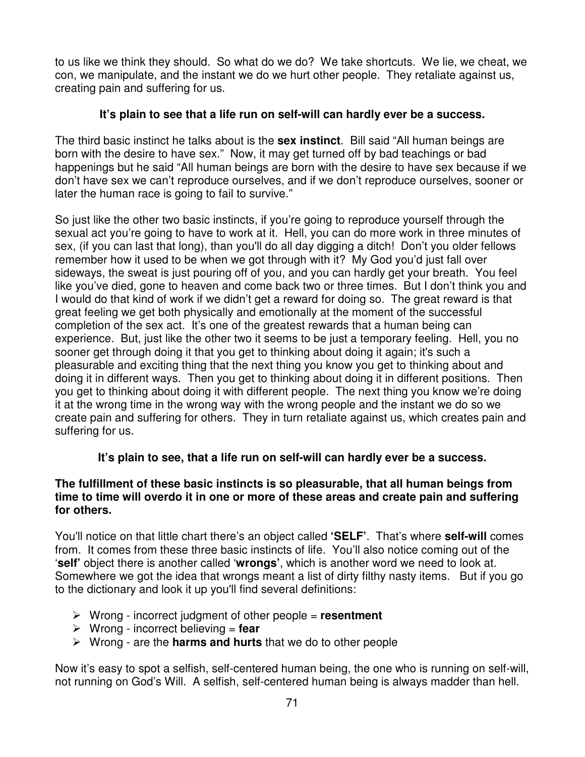to us like we think they should. So what do we do? We take shortcuts. We lie, we cheat, we con, we manipulate, and the instant we do we hurt other people. They retaliate against us, creating pain and suffering for us.

**It's plain to see that a life run on self-will can hardly ever be a success.**

The third basic instinct he talks about is the **sex instinct**. Bill said "All human beings are born with the desire to have sex." Now, it may get turned off by bad teachings or bad happenings but he said "All human beings are born with the desire to have sex because if we don't have sex we can't reproduce ourselves, and if we don't reproduce ourselves, sooner or later the human race is going to fail to survive."

So just like the other two basic instincts, if you're going to reproduce yourself through the sexual act you're going to have to work at it. Hell, you can do more work in three minutes of sex, (if you can last that long), than you'll do all day digging a ditch! Don't you older fellows remember how it used to be when we got through with it? My God you'd just fall over sideways, the sweat is just pouring off of you, and you can hardly get your breath. You feel like you've died, gone to heaven and come back two or three times. But I don't think you and I would do that kind of work if we didn't get a reward for doing so. The great reward is that great feeling we get both physically and emotionally at the moment of the successful completion of the sex act. It's one of the greatest rewards that a human being can experience. But, just like the other two it seems to be just a temporary feeling. Hell, you no sooner get through doing it that you get to thinking about doing it again; it's such a pleasurable and exciting thing that the next thing you know you get to thinking about and doing it in different ways. Then you get to thinking about doing it in different positions. Then you get to thinking about doing it with different people. The next thing you know we're doing it at the wrong time in the wrong way with the wrong people and the instant we do so we create pain and suffering for others. They in turn retaliate against us, which creates pain and suffering for us.

**It's plain to see, that a life run on self-will can hardly ever be a success.**

**The fulfillment of these basic instincts is so pleasurable, that all human beings from time to time will overdo it in one or more of these areas and create pain and suffering for others.**

You'll notice on that little chart there's an object called **'SELF'**. That's where **self-will** comes from. It comes from these three basic instincts of life. You'll also notice coming out of the '**self**' object there is another called '**wrongs'**, which is another word we need to look at. Somewhere we got the idea that wrongs meant a list of dirty filthy nasty items. But if you go to the dictionary and look it up you'll find several definitions:

- Wrong - incorrect judgment of other people = **resentment**
- Wrong - incorrect believing = **fear**
- Wrong - are the **harms and hurts** that we do to other people

Now it's easy to spot a selfish, self-centered human being, the one who is running on self-will, not running on God's Will. A selfish, self-centered human being is always madder than hell.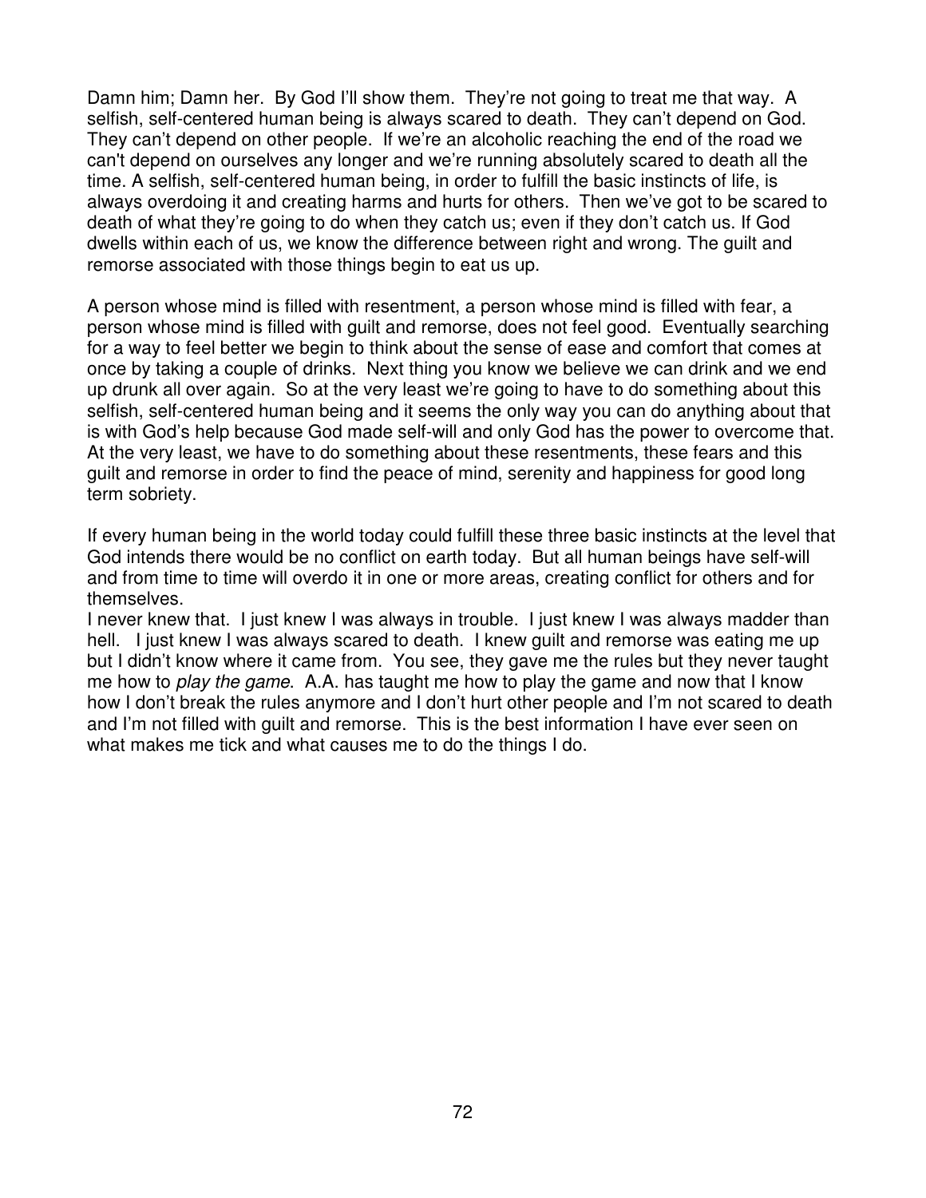Damn him; Damn her. By God I'll show them. They're not going to treat me that way. A selfish, self-centered human being is always scared to death. They can't depend on God. They can't depend on other people. If we're an alcoholic reaching the end of the road we can't depend on ourselves any longer and we're running absolutely scared to death all the time. A selfish, self-centered human being, in order to fulfill the basic instincts of life, is always overdoing it and creating harms and hurts for others. Then we've got to be scared to death of what they're going to do when they catch us; even if they don't catch us. If God dwells within each of us, we know the difference between right and wrong. The guilt and remorse associated with those things begin to eat us up.

A person whose mind is filled with resentment, a person whose mind is filled with fear, a person whose mind is filled with guilt and remorse, does not feel good. Eventually searching for a way to feel better we begin to think about the sense of ease and comfort that comes at once by taking a couple of drinks. Next thing you know we believe we can drink and we end up drunk all over again. So at the very least we're going to have to do something about this selfish, self-centered human being and it seems the only way you can do anything about that is with God's help because God made self-will and only God has the power to overcome that. At the very least, we have to do something about these resentments, these fears and this guilt and remorse in order to find the peace of mind, serenity and happiness for good long term sobriety.

If every human being in the world today could fulfill these three basic instincts at the level that God intends there would be no conflict on earth today. But all human beings have self-will and from time to time will overdo it in one or more areas, creating conflict for others and for themselves.

I never knew that. I just knew I was always in trouble. I just knew I was always madder than hell. I just knew I was always scared to death. I knew guilt and remorse was eating me up but I didn't know where it came from. You see, they gave me the rules but they never taught me how to *play the game*. A.A. has taught me how to play the game and now that I know how I don't break the rules anymore and I don't hurt other people and I'm not scared to death and I'm not filled with guilt and remorse. This is the best information I have ever seen on what makes me tick and what causes me to do the things I do.